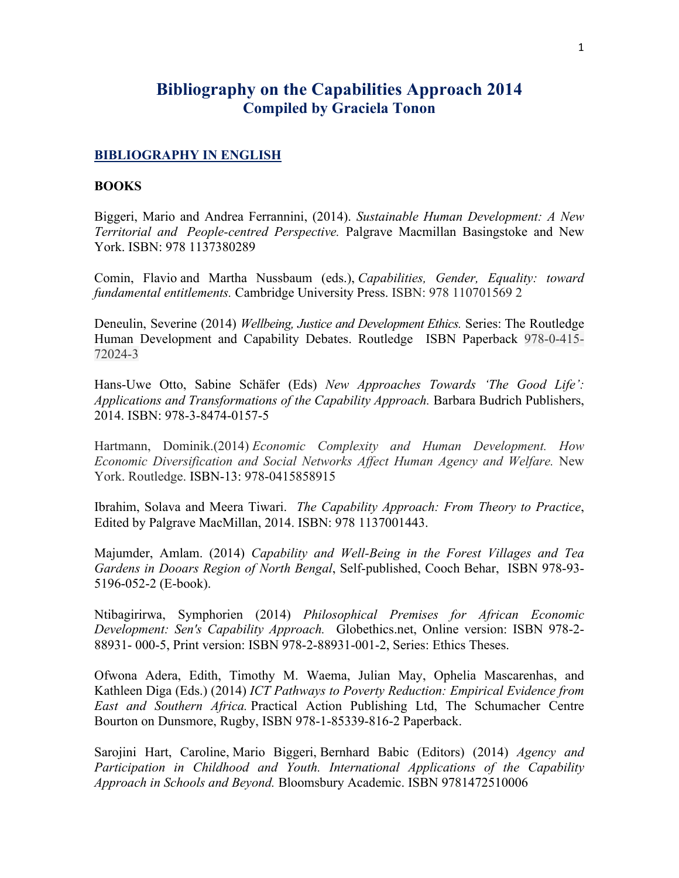# Bibliography on the Capabilities Approach 2014
## Compiled by Graciela Tonon

## BIBLIOGRAPHY IN ENGLISH

### BOOKS

Biggeri, Mario and Andrea Ferrannini, (2014). *Sustainable Human Development: A New Territorial and People-centred Perspective.* Palgrave Macmillan Basingstoke and New York. ISBN: 978 1137380289

Comin, Flavio and Martha Nussbaum (eds.), *Capabilities, Gender, Equality: toward fundamental entitlements.* Cambridge University Press. ISBN: 978 110701569 2

Deneulin, Severine (2014) *Wellbeing, Justice and Development Ethics.* Series: The Routledge Human Development and Capability Debates. Routledge ISBN Paperback 978-0-415-72024-3

Hans-Uwe Otto, Sabine Schäfer (Eds) *New Approaches Towards 'The Good Life': Applications and Transformations of the Capability Approach.* Barbara Budrich Publishers, 2014. ISBN: 978-3-8474-0157-5

Hartmann, Dominik.(2014) *Economic Complexity and Human Development. How Economic Diversification and Social Networks Affect Human Agency and Welfare.* New York. Routledge. ISBN-13: 978-0415858915

Ibrahim, Solava and Meera Tiwari. *The Capability Approach: From Theory to Practice*, Edited by Palgrave MacMillan, 2014. ISBN: 978 1137001443.

Majumder, Amlam. (2014) *Capability and Well-Being in the Forest Villages and Tea Gardens in Dooars Region of North Bengal*, Self-published, Cooch Behar, ISBN 978-93-5196-052-2 (E-book).

Ntibagirirwa, Symphorien (2014) *Philosophical Premises for African Economic Development: Sen's Capability Approach.* Globethics.net, Online version: ISBN 978-2-88931- 000-5, Print version: ISBN 978-2-88931-001-2, Series: Ethics Theses.

Ofwona Adera, Edith, Timothy M. Waema, Julian May, Ophelia Mascarenhas, and Kathleen Diga (Eds.) (2014) *ICT Pathways to Poverty Reduction: Empirical Evidence from East and Southern Africa.* Practical Action Publishing Ltd, The Schumacher Centre Bourton on Dunsmore, Rugby, ISBN 978-1-85339-816-2 Paperback.

Sarojini Hart, Caroline, Mario Biggeri, Bernhard Babic (Editors) (2014) *Agency and Participation in Childhood and Youth. International Applications of the Capability Approach in Schools and Beyond.* Bloomsbury Academic. ISBN 9781472510006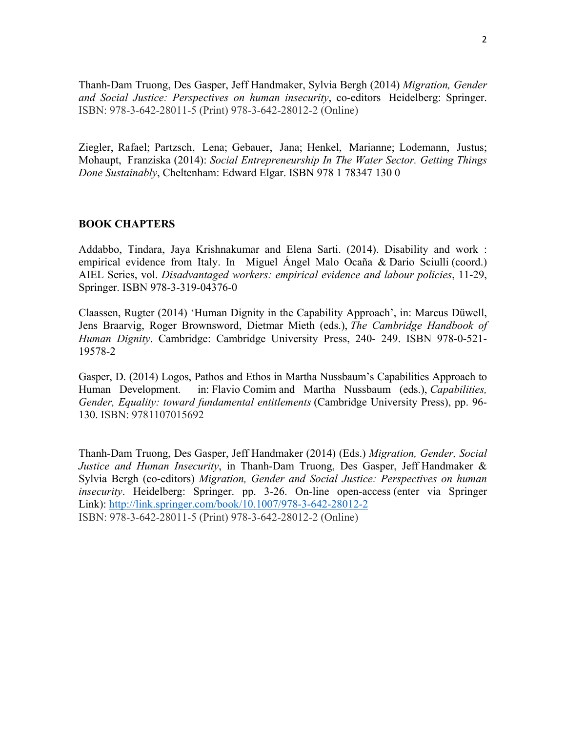Thanh-Dam Truong, Des Gasper, Jeff Handmaker, Sylvia Bergh (2014) *Migration, Gender and Social Justice: Perspectives on human insecurity*, co-editors Heidelberg: Springer. ISBN: 978-3-642-28011-5 (Print) 978-3-642-28012-2 (Online)

Ziegler, Rafael; Partzsch, Lena; Gebauer, Jana; Henkel, Marianne; Lodemann, Justus; Mohaupt, Franziska (2014): *Social Entrepreneurship In The Water Sector. Getting Things Done Sustainably*, Cheltenham: Edward Elgar. ISBN 978 1 78347 130 0

**BOOK CHAPTERS**

Addabbo, Tindara, Jaya Krishnakumar and Elena Sarti. (2014). Disability and work : empirical evidence from Italy. In Miguel Ángel Malo Ocaña & Dario Sciulli (coord.) AIEL Series, vol. *Disadvantaged workers: empirical evidence and labour policies*, 11-29, Springer. ISBN 978-3-319-04376-0

Claassen, Rugter (2014) 'Human Dignity in the Capability Approach', in: Marcus Düwell, Jens Braarvig, Roger Brownsword, Dietmar Mieth (eds.), *The Cambridge Handbook of Human Dignity*. Cambridge: Cambridge University Press, 240- 249. ISBN 978-0-521-19578-2

Gasper, D. (2014) Logos, Pathos and Ethos in Martha Nussbaum's Capabilities Approach to Human Development. in: Flavio Comim and Martha Nussbaum (eds.), *Capabilities, Gender, Equality: toward fundamental entitlements* (Cambridge University Press), pp. 96-130. ISBN: 9781107015692

Thanh-Dam Truong, Des Gasper, Jeff Handmaker (2014) (Eds.) *Migration, Gender, Social Justice and Human Insecurity*, in Thanh-Dam Truong, Des Gasper, Jeff Handmaker & Sylvia Bergh (co-editors) *Migration, Gender and Social Justice: Perspectives on human insecurity*. Heidelberg: Springer. pp. 3-26. On-line open-access (enter via Springer Link): http://link.springer.com/book/10.1007/978-3-642-28012-2
ISBN: 978-3-642-28011-5 (Print) 978-3-642-28012-2 (Online)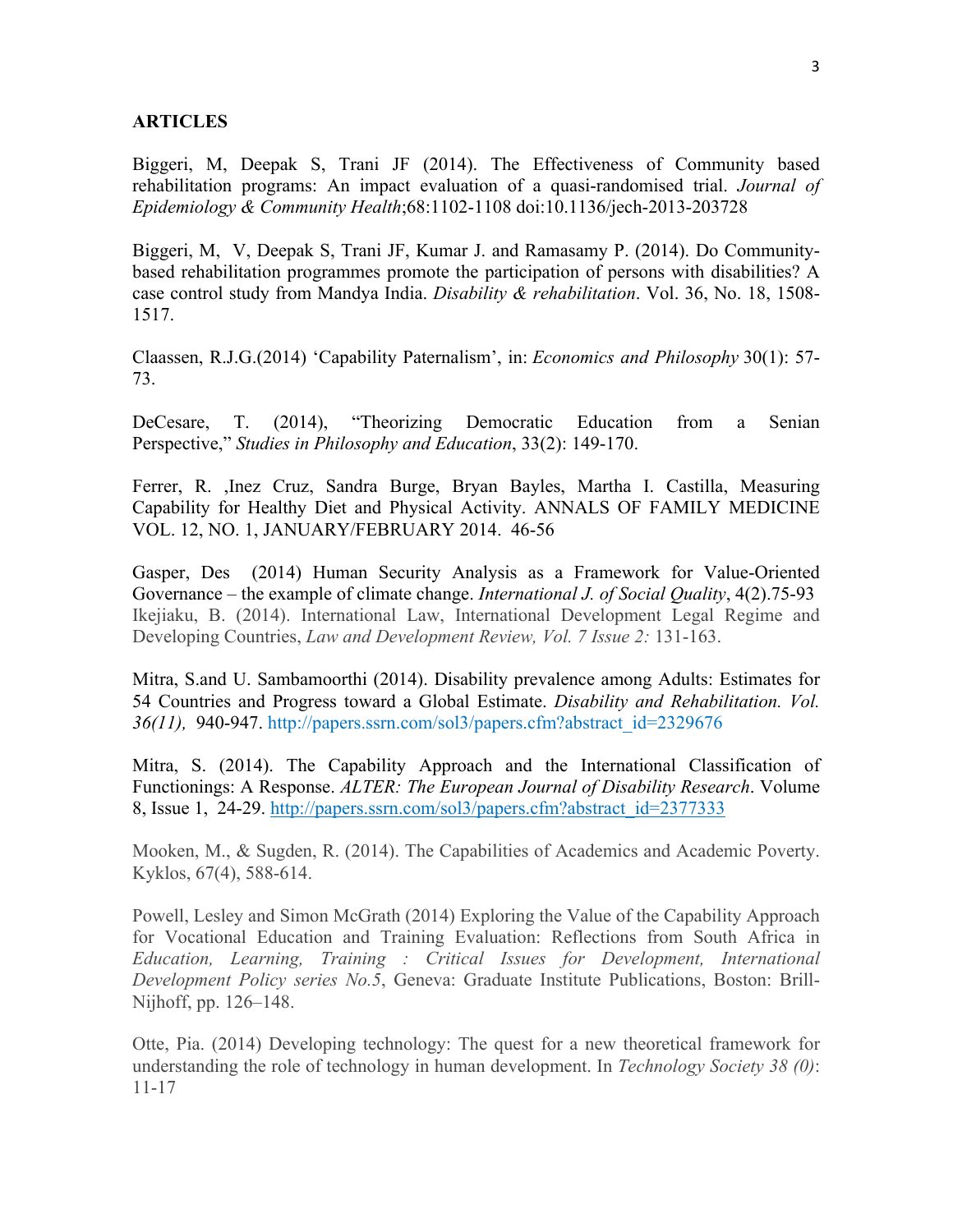**ARTICLES**

Biggeri, M, Deepak S, Trani JF (2014). The Effectiveness of Community based rehabilitation programs: An impact evaluation of a quasi-randomised trial. *Journal of Epidemiology & Community Health*;68:1102-1108 doi:10.1136/jech-2013-203728

Biggeri, M, V, Deepak S, Trani JF, Kumar J. and Ramasamy P. (2014). Do Community-based rehabilitation programmes promote the participation of persons with disabilities? A case control study from Mandya India. *Disability & rehabilitation*. Vol. 36, No. 18, 1508-1517.

Claassen, R.J.G.(2014) 'Capability Paternalism', in: *Economics and Philosophy* 30(1): 57-73.

DeCesare, T. (2014), "Theorizing Democratic Education from a Senian Perspective," *Studies in Philosophy and Education*, 33(2): 149-170.

Ferrer, R. ,Inez Cruz, Sandra Burge, Bryan Bayles, Martha I. Castilla, Measuring Capability for Healthy Diet and Physical Activity. ANNALS OF FAMILY MEDICINE VOL. 12, NO. 1, JANUARY/FEBRUARY 2014. 46-56

Gasper, Des (2014) Human Security Analysis as a Framework for Value-Oriented Governance – the example of climate change. *International J. of Social Quality*, 4(2).75-93

Ikejiaku, B. (2014). International Law, International Development Legal Regime and Developing Countries, *Law and Development Review, Vol. 7 Issue 2:* 131-163.

Mitra, S.and U. Sambamoorthi (2014). Disability prevalence among Adults: Estimates for 54 Countries and Progress toward a Global Estimate. *Disability and Rehabilitation. Vol. 36(11),* 940-947. http://papers.ssrn.com/sol3/papers.cfm?abstract_id=2329676

Mitra, S. (2014). The Capability Approach and the International Classification of Functionings: A Response. *ALTER: The European Journal of Disability Research*. Volume 8, Issue 1, 24-29. http://papers.ssrn.com/sol3/papers.cfm?abstract_id=2377333

Mooken, M., & Sugden, R. (2014). The Capabilities of Academics and Academic Poverty. Kyklos, 67(4), 588-614.

Powell, Lesley and Simon McGrath (2014) Exploring the Value of the Capability Approach for Vocational Education and Training Evaluation: Reflections from South Africa in *Education, Learning, Training : Critical Issues for Development, International Development Policy series No.5*, Geneva: Graduate Institute Publications, Boston: Brill-Nijhoff, pp. 126–148.

Otte, Pia. (2014) Developing technology: The quest for a new theoretical framework for understanding the role of technology in human development. In *Technology Society 38 (0)*: 11-17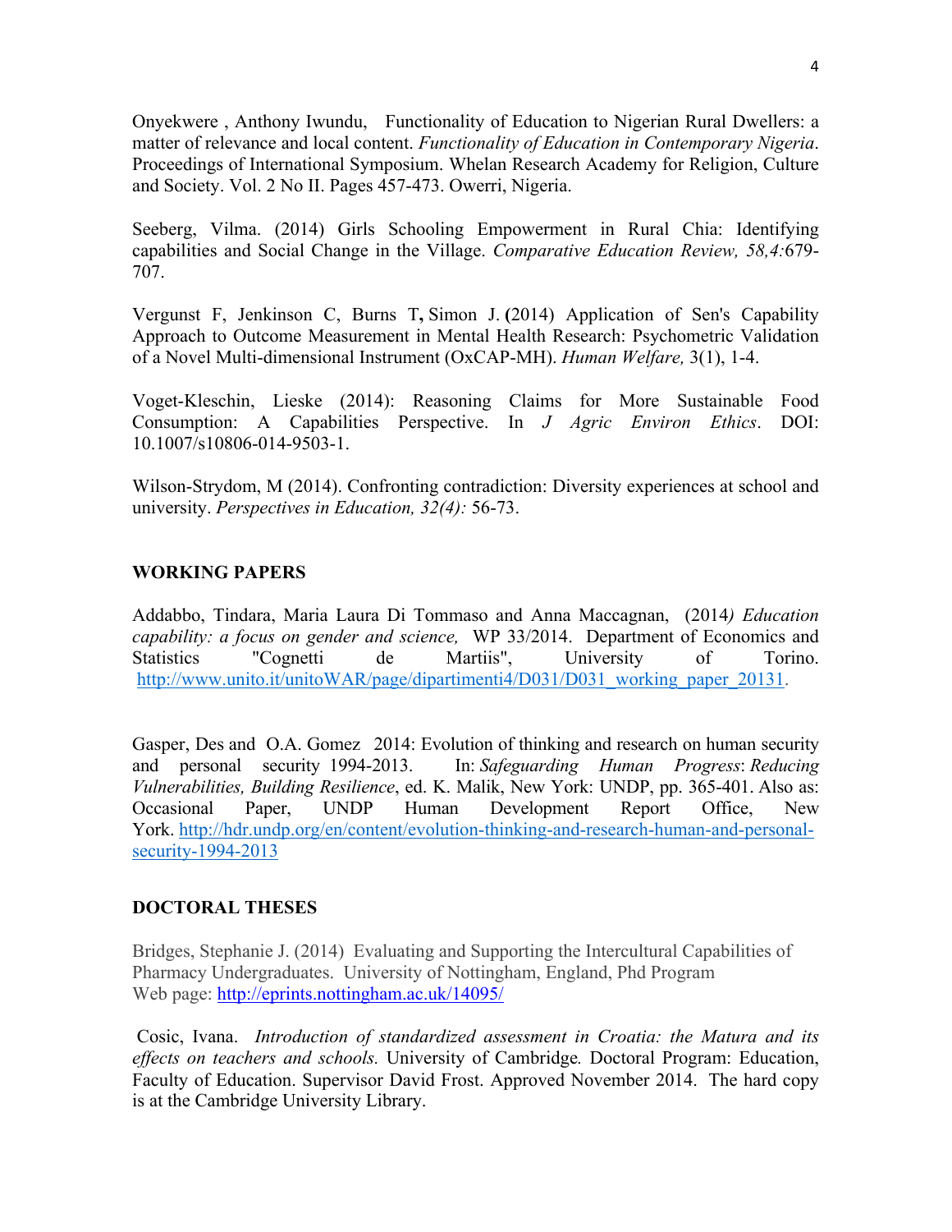Onyekwere , Anthony Iwundu, Functionality of Education to Nigerian Rural Dwellers: a matter of relevance and local content. *Functionality of Education in Contemporary Nigeria*. Proceedings of International Symposium. Whelan Research Academy for Religion, Culture and Society. Vol. 2 No II. Pages 457-473. Owerri, Nigeria.

Seeberg, Vilma. (2014) Girls Schooling Empowerment in Rural Chia: Identifying capabilities and Social Change in the Village. *Comparative Education Review, 58,4:*679-707.

Vergunst F, Jenkinson C, Burns T**,** Simon J. **(**2014) Application of Sen's Capability Approach to Outcome Measurement in Mental Health Research: Psychometric Validation of a Novel Multi-dimensional Instrument (OxCAP-MH). *Human Welfare,* 3(1), 1-4.

Voget-Kleschin, Lieske (2014): Reasoning Claims for More Sustainable Food Consumption: A Capabilities Perspective. In *J Agric Environ Ethics*. DOI: 10.1007/s10806-014-9503-1.

Wilson-Strydom, M (2014). Confronting contradiction: Diversity experiences at school and university. *Perspectives in Education, 32(4):* 56-73.

## WORKING PAPERS

Addabbo, Tindara, Maria Laura Di Tommaso and Anna Maccagnan, (2014*) Education capability: a focus on gender and science,* WP 33/2014. Department of Economics and Statistics "Cognetti de Martiis", University of Torino. http://www.unito.it/unitoWAR/page/dipartimenti4/D031/D031_working_paper_20131.

Gasper, Des and O.A. Gomez 2014: Evolution of thinking and research on human security and personal security 1994-2013. In: *Safeguarding Human Progress*: *Reducing Vulnerabilities, Building Resilience*, ed. K. Malik, New York: UNDP, pp. 365-401. Also as: Occasional Paper, UNDP Human Development Report Office, New York. http://hdr.undp.org/en/content/evolution-thinking-and-research-human-and-personal-security-1994-2013

## DOCTORAL THESES

Bridges, Stephanie J. (2014) Evaluating and Supporting the Intercultural Capabilities of Pharmacy Undergraduates. University of Nottingham, England, Phd Program
Web page: http://eprints.nottingham.ac.uk/14095/

Cosic, Ivana. *Introduction of standardized assessment in Croatia: the Matura and its effects on teachers and schools.* University of Cambridge*.* Doctoral Program: Education, Faculty of Education. Supervisor David Frost. Approved November 2014. The hard copy is at the Cambridge University Library.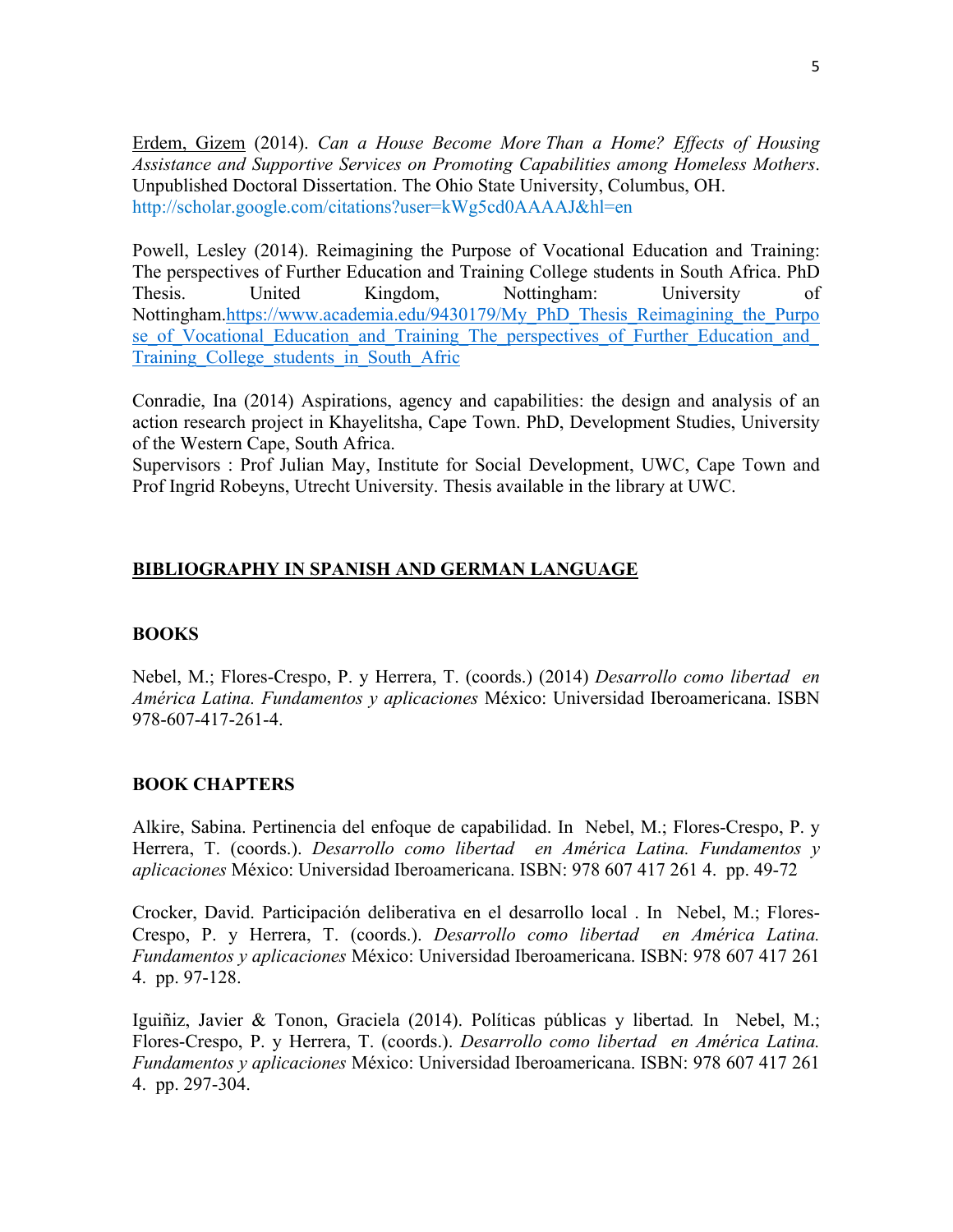Erdem, Gizem (2014). *Can a House Become More Than a Home? Effects of Housing Assistance and Supportive Services on Promoting Capabilities among Homeless Mothers*. Unpublished Doctoral Dissertation. The Ohio State University, Columbus, OH. http://scholar.google.com/citations?user=kWg5cd0AAAAJ&hl=en

Powell, Lesley (2014). Reimagining the Purpose of Vocational Education and Training: The perspectives of Further Education and Training College students in South Africa. PhD Thesis. United Kingdom, Nottingham: University of Nottingham.https://www.academia.edu/9430179/My_PhD_Thesis_Reimagining_the_Purpose_of_Vocational_Education_and_Training_The_perspectives_of_Further_Education_and_Training_College_students_in_South_Afric

Conradie, Ina (2014) Aspirations, agency and capabilities: the design and analysis of an action research project in Khayelitsha, Cape Town. PhD, Development Studies, University of the Western Cape, South Africa.
Supervisors : Prof Julian May, Institute for Social Development, UWC, Cape Town and Prof Ingrid Robeyns, Utrecht University. Thesis available in the library at UWC.

## BIBLIOGRAPHY IN SPANISH AND GERMAN LANGUAGE

### BOOKS

Nebel, M.; Flores-Crespo, P. y Herrera, T. (coords.) (2014) *Desarrollo como libertad en América Latina. Fundamentos y aplicaciones* México: Universidad Iberoamericana. ISBN 978-607-417-261-4.

### BOOK CHAPTERS

Alkire, Sabina. Pertinencia del enfoque de capabilidad. In Nebel, M.; Flores-Crespo, P. y Herrera, T. (coords.). *Desarrollo como libertad en América Latina. Fundamentos y aplicaciones* México: Universidad Iberoamericana. ISBN: 978 607 417 261 4. pp. 49-72

Crocker, David. Participación deliberativa en el desarrollo local . In Nebel, M.; Flores-Crespo, P. y Herrera, T. (coords.). *Desarrollo como libertad en América Latina. Fundamentos y aplicaciones* México: Universidad Iberoamericana. ISBN: 978 607 417 261 4. pp. 97-128.

Iguiñiz, Javier & Tonon, Graciela (2014). Políticas públicas y libertad. In Nebel, M.; Flores-Crespo, P. y Herrera, T. (coords.). *Desarrollo como libertad en América Latina. Fundamentos y aplicaciones* México: Universidad Iberoamericana. ISBN: 978 607 417 261 4. pp. 297-304.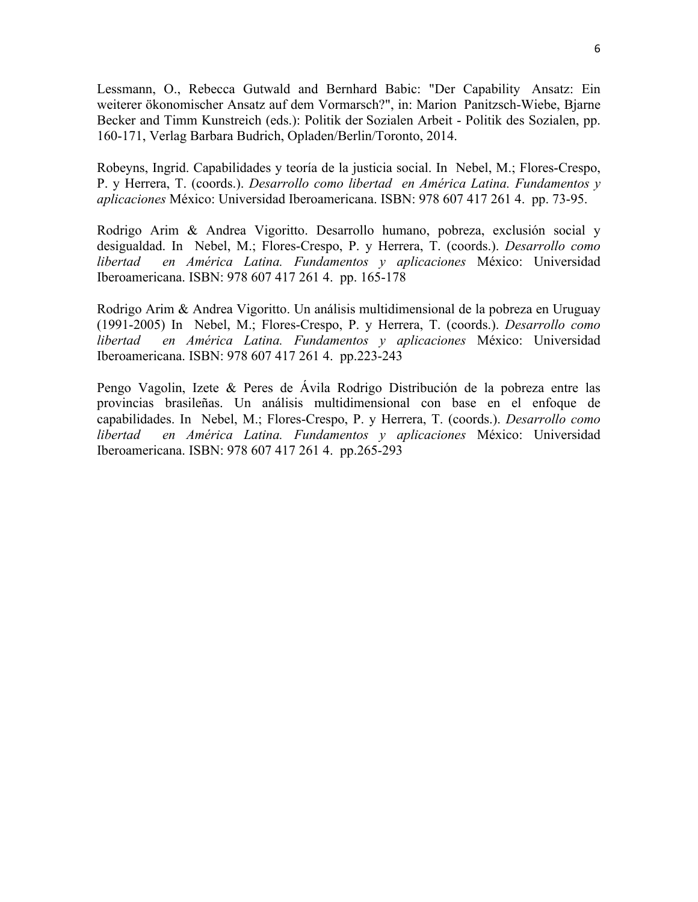Lessmann, O., Rebecca Gutwald and Bernhard Babic: "Der Capability Ansatz: Ein weiterer ökonomischer Ansatz auf dem Vormarsch?", in: Marion Panitzsch-Wiebe, Bjarne Becker and Timm Kunstreich (eds.): Politik der Sozialen Arbeit - Politik des Sozialen, pp. 160-171, Verlag Barbara Budrich, Opladen/Berlin/Toronto, 2014.

Robeyns, Ingrid. Capabilidades y teoría de la justicia social. In Nebel, M.; Flores-Crespo, P. y Herrera, T. (coords.). *Desarrollo como libertad en América Latina. Fundamentos y aplicaciones* México: Universidad Iberoamericana. ISBN: 978 607 417 261 4. pp. 73-95.

Rodrigo Arim & Andrea Vigoritto. Desarrollo humano, pobreza, exclusión social y desigualdad. In Nebel, M.; Flores-Crespo, P. y Herrera, T. (coords.). *Desarrollo como libertad en América Latina. Fundamentos y aplicaciones* México: Universidad Iberoamericana. ISBN: 978 607 417 261 4. pp. 165-178

Rodrigo Arim & Andrea Vigoritto. Un análisis multidimensional de la pobreza en Uruguay (1991-2005) In Nebel, M.; Flores-Crespo, P. y Herrera, T. (coords.). *Desarrollo como libertad en América Latina. Fundamentos y aplicaciones* México: Universidad Iberoamericana. ISBN: 978 607 417 261 4. pp.223-243

Pengo Vagolin, Izete & Peres de Ávila Rodrigo Distribución de la pobreza entre las provincias brasileñas. Un análisis multidimensional con base en el enfoque de capabilidades. In Nebel, M.; Flores-Crespo, P. y Herrera, T. (coords.). *Desarrollo como libertad en América Latina. Fundamentos y aplicaciones* México: Universidad Iberoamericana. ISBN: 978 607 417 261 4. pp.265-293